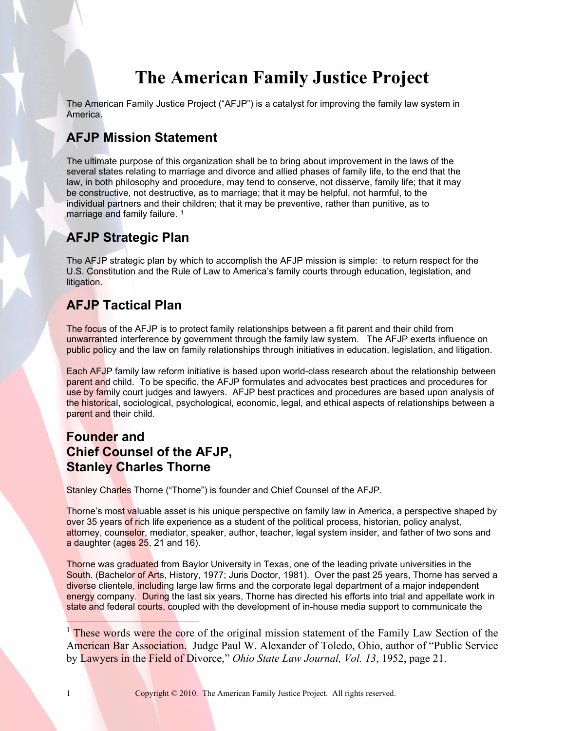# The American Family Justice Project

The American Family Justice Project ("AFJP") is a catalyst for improving the family law system in America.

## AFJP Mission Statement

The ultimate purpose of this organization shall be to bring about improvement in the laws of the several states relating to marriage and divorce and allied phases of family life, to the end that the law, in both philosophy and procedure, may tend to conserve, not disserve, family life; that it may be constructive, not destructive, as to marriage; that it may be helpful, not harmful, to the individual partners and their children; that it may be preventive, rather than punitive, as to marriage and family failure. [1]

## AFJP Strategic Plan

The AFJP strategic plan by which to accomplish the AFJP mission is simple: to return respect for the U.S. Constitution and the Rule of Law to America's family courts through education, legislation, and litigation.

## AFJP Tactical Plan

The focus of the AFJP is to protect family relationships between a fit parent and their child from unwarranted interference by government through the family law system. The AFJP exerts influence on public policy and the law on family relationships through initiatives in education, legislation, and litigation.

Each AFJP family law reform initiative is based upon world-class research about the relationship between parent and child. To be specific, the AFJP formulates and advocates best practices and procedures for use by family court judges and lawyers. AFJP best practices and procedures are based upon analysis of the historical, sociological, psychological, economic, legal, and ethical aspects of relationships between a parent and their child.

## Founder and Chief Counsel of the AFJP, Stanley Charles Thorne

Stanley Charles Thorne ("Thorne") is founder and Chief Counsel of the AFJP.

Thorne's most valuable asset is his unique perspective on family law in America, a perspective shaped by over 35 years of rich life experience as a student of the political process, historian, policy analyst, attorney, counselor, mediator, speaker, author, teacher, legal system insider, and father of two sons and a daughter (ages 25, 21 and 16).

Thorne was graduated from Baylor University in Texas, one of the leading private universities in the South. (Bachelor of Arts, History, 1977; Juris Doctor, 1981). Over the past 25 years, Thorne has served a diverse clientele, including large law firms and the corporate legal department of a major independent energy company. During the last six years, Thorne has directed his efforts into trial and appellate work in state and federal courts, coupled with the development of in-house media support to communicate the

---

[1] These words were the core of the original mission statement of the Family Law Section of the American Bar Association. Judge Paul W. Alexander of Toledo, Ohio, author of "Public Service by Lawyers in the Field of Divorce," *Ohio State Law Journal, Vol. 13*, 1952, page 21.

Copyright © 2010. The American Family Justice Project. All rights reserved.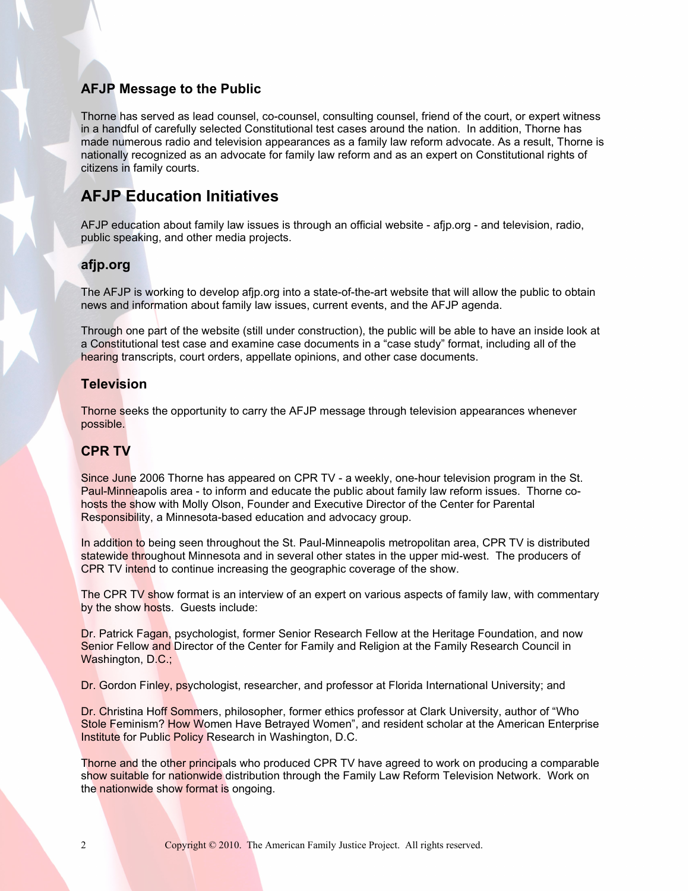### AFJP Message to the Public

Thorne has served as lead counsel, co-counsel, consulting counsel, friend of the court, or expert witness in a handful of carefully selected Constitutional test cases around the nation. In addition, Thorne has made numerous radio and television appearances as a family law reform advocate. As a result, Thorne is nationally recognized as an advocate for family law reform and as an expert on Constitutional rights of citizens in family courts.

## AFJP Education Initiatives

AFJP education about family law issues is through an official website - afjp.org - and television, radio, public speaking, and other media projects.

### afjp.org

The AFJP is working to develop afjp.org into a state-of-the-art website that will allow the public to obtain news and information about family law issues, current events, and the AFJP agenda.

Through one part of the website (still under construction), the public will be able to have an inside look at a Constitutional test case and examine case documents in a "case study" format, including all of the hearing transcripts, court orders, appellate opinions, and other case documents.

### Television

Thorne seeks the opportunity to carry the AFJP message through television appearances whenever possible.

### CPR TV

Since June 2006 Thorne has appeared on CPR TV - a weekly, one-hour television program in the St. Paul-Minneapolis area - to inform and educate the public about family law reform issues. Thorne co-hosts the show with Molly Olson, Founder and Executive Director of the Center for Parental Responsibility, a Minnesota-based education and advocacy group.

In addition to being seen throughout the St. Paul-Minneapolis metropolitan area, CPR TV is distributed statewide throughout Minnesota and in several other states in the upper mid-west. The producers of CPR TV intend to continue increasing the geographic coverage of the show.

The CPR TV show format is an interview of an expert on various aspects of family law, with commentary by the show hosts. Guests include:

Dr. Patrick Fagan, psychologist, former Senior Research Fellow at the Heritage Foundation, and now Senior Fellow and Director of the Center for Family and Religion at the Family Research Council in Washington, D.C.;

Dr. Gordon Finley, psychologist, researcher, and professor at Florida International University; and

Dr. Christina Hoff Sommers, philosopher, former ethics professor at Clark University, author of "Who Stole Feminism? How Women Have Betrayed Women", and resident scholar at the American Enterprise Institute for Public Policy Research in Washington, D.C.

Thorne and the other principals who produced CPR TV have agreed to work on producing a comparable show suitable for nationwide distribution through the Family Law Reform Television Network. Work on the nationwide show format is ongoing.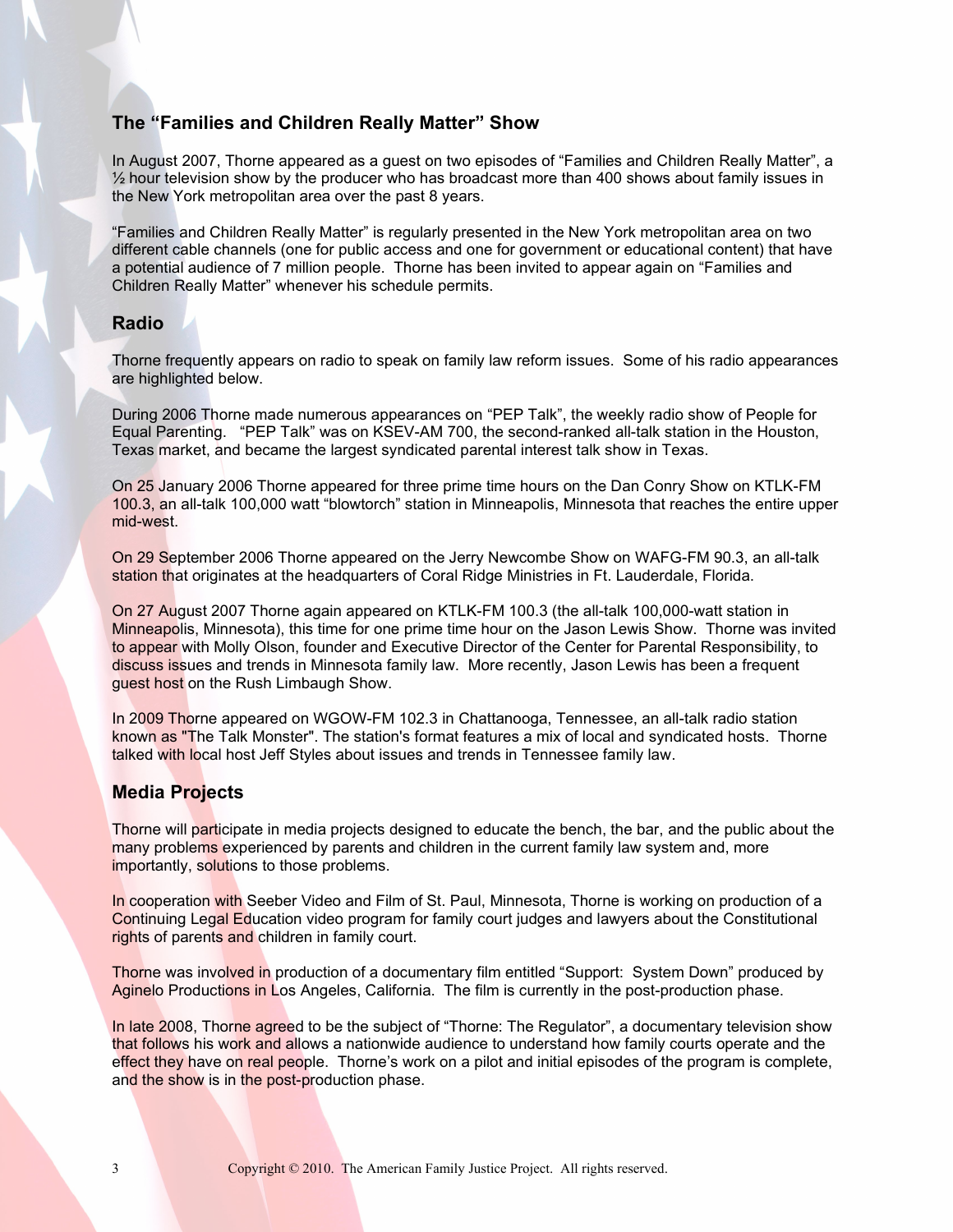## The “Families and Children Really Matter” Show

In August 2007, Thorne appeared as a guest on two episodes of “Families and Children Really Matter”, a ½ hour television show by the producer who has broadcast more than 400 shows about family issues in the New York metropolitan area over the past 8 years.

“Families and Children Really Matter” is regularly presented in the New York metropolitan area on two different cable channels (one for public access and one for government or educational content) that have a potential audience of 7 million people. Thorne has been invited to appear again on “Families and Children Really Matter” whenever his schedule permits.

## Radio

Thorne frequently appears on radio to speak on family law reform issues. Some of his radio appearances are highlighted below.

During 2006 Thorne made numerous appearances on “PEP Talk”, the weekly radio show of People for Equal Parenting. “PEP Talk” was on KSEV-AM 700, the second-ranked all-talk station in the Houston, Texas market, and became the largest syndicated parental interest talk show in Texas.

On 25 January 2006 Thorne appeared for three prime time hours on the Dan Conry Show on KTLK-FM 100.3, an all-talk 100,000 watt “blowtorch” station in Minneapolis, Minnesota that reaches the entire upper mid-west.

On 29 September 2006 Thorne appeared on the Jerry Newcombe Show on WAFG-FM 90.3, an all-talk station that originates at the headquarters of Coral Ridge Ministries in Ft. Lauderdale, Florida.

On 27 August 2007 Thorne again appeared on KTLK-FM 100.3 (the all-talk 100,000-watt station in Minneapolis, Minnesota), this time for one prime time hour on the Jason Lewis Show. Thorne was invited to appear with Molly Olson, founder and Executive Director of the Center for Parental Responsibility, to discuss issues and trends in Minnesota family law. More recently, Jason Lewis has been a frequent guest host on the Rush Limbaugh Show.

In 2009 Thorne appeared on WGOW-FM 102.3 in Chattanooga, Tennessee, an all-talk radio station known as "The Talk Monster". The station's format features a mix of local and syndicated hosts. Thorne talked with local host Jeff Styles about issues and trends in Tennessee family law.

## Media Projects

Thorne will participate in media projects designed to educate the bench, the bar, and the public about the many problems experienced by parents and children in the current family law system and, more importantly, solutions to those problems.

In cooperation with Seeber Video and Film of St. Paul, Minnesota, Thorne is working on production of a Continuing Legal Education video program for family court judges and lawyers about the Constitutional rights of parents and children in family court.

Thorne was involved in production of a documentary film entitled “Support: System Down” produced by Aginelo Productions in Los Angeles, California. The film is currently in the post-production phase.

In late 2008, Thorne agreed to be the subject of “Thorne: The Regulator”, a documentary television show that follows his work and allows a nationwide audience to understand how family courts operate and the effect they have on real people. Thorne’s work on a pilot and initial episodes of the program is complete, and the show is in the post-production phase.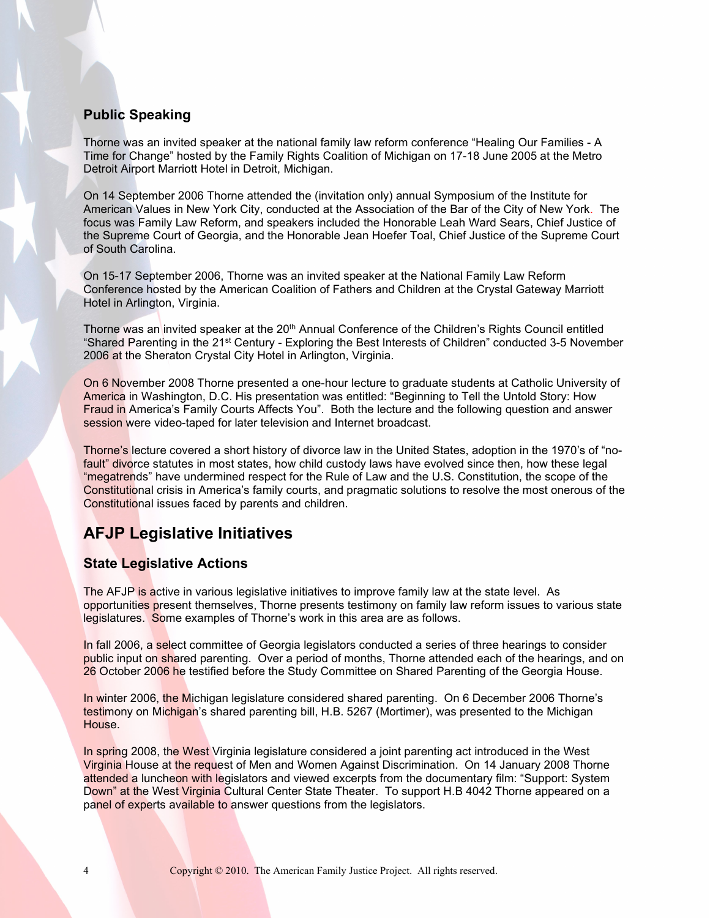### Public Speaking

Thorne was an invited speaker at the national family law reform conference "Healing Our Families - A Time for Change" hosted by the Family Rights Coalition of Michigan on 17-18 June 2005 at the Metro Detroit Airport Marriott Hotel in Detroit, Michigan.

On 14 September 2006 Thorne attended the (invitation only) annual Symposium of the Institute for American Values in New York City, conducted at the Association of the Bar of the City of New York. The focus was Family Law Reform, and speakers included the Honorable Leah Ward Sears, Chief Justice of the Supreme Court of Georgia, and the Honorable Jean Hoefer Toal, Chief Justice of the Supreme Court of South Carolina.

On 15-17 September 2006, Thorne was an invited speaker at the National Family Law Reform Conference hosted by the American Coalition of Fathers and Children at the Crystal Gateway Marriott Hotel in Arlington, Virginia.

Thorne was an invited speaker at the 20th Annual Conference of the Children's Rights Council entitled "Shared Parenting in the 21st Century - Exploring the Best Interests of Children" conducted 3-5 November 2006 at the Sheraton Crystal City Hotel in Arlington, Virginia.

On 6 November 2008 Thorne presented a one-hour lecture to graduate students at Catholic University of America in Washington, D.C. His presentation was entitled: "Beginning to Tell the Untold Story: How Fraud in America's Family Courts Affects You". Both the lecture and the following question and answer session were video-taped for later television and Internet broadcast.

Thorne's lecture covered a short history of divorce law in the United States, adoption in the 1970's of "no-fault" divorce statutes in most states, how child custody laws have evolved since then, how these legal "megatrends" have undermined respect for the Rule of Law and the U.S. Constitution, the scope of the Constitutional crisis in America's family courts, and pragmatic solutions to resolve the most onerous of the Constitutional issues faced by parents and children.

## AFJP Legislative Initiatives

### State Legislative Actions

The AFJP is active in various legislative initiatives to improve family law at the state level. As opportunities present themselves, Thorne presents testimony on family law reform issues to various state legislatures. Some examples of Thorne's work in this area are as follows.

In fall 2006, a select committee of Georgia legislators conducted a series of three hearings to consider public input on shared parenting. Over a period of months, Thorne attended each of the hearings, and on 26 October 2006 he testified before the Study Committee on Shared Parenting of the Georgia House.

In winter 2006, the Michigan legislature considered shared parenting. On 6 December 2006 Thorne's testimony on Michigan's shared parenting bill, H.B. 5267 (Mortimer), was presented to the Michigan House.

In spring 2008, the West Virginia legislature considered a joint parenting act introduced in the West Virginia House at the request of Men and Women Against Discrimination. On 14 January 2008 Thorne attended a luncheon with legislators and viewed excerpts from the documentary film: "Support: System Down" at the West Virginia Cultural Center State Theater. To support H.B 4042 Thorne appeared on a panel of experts available to answer questions from the legislators.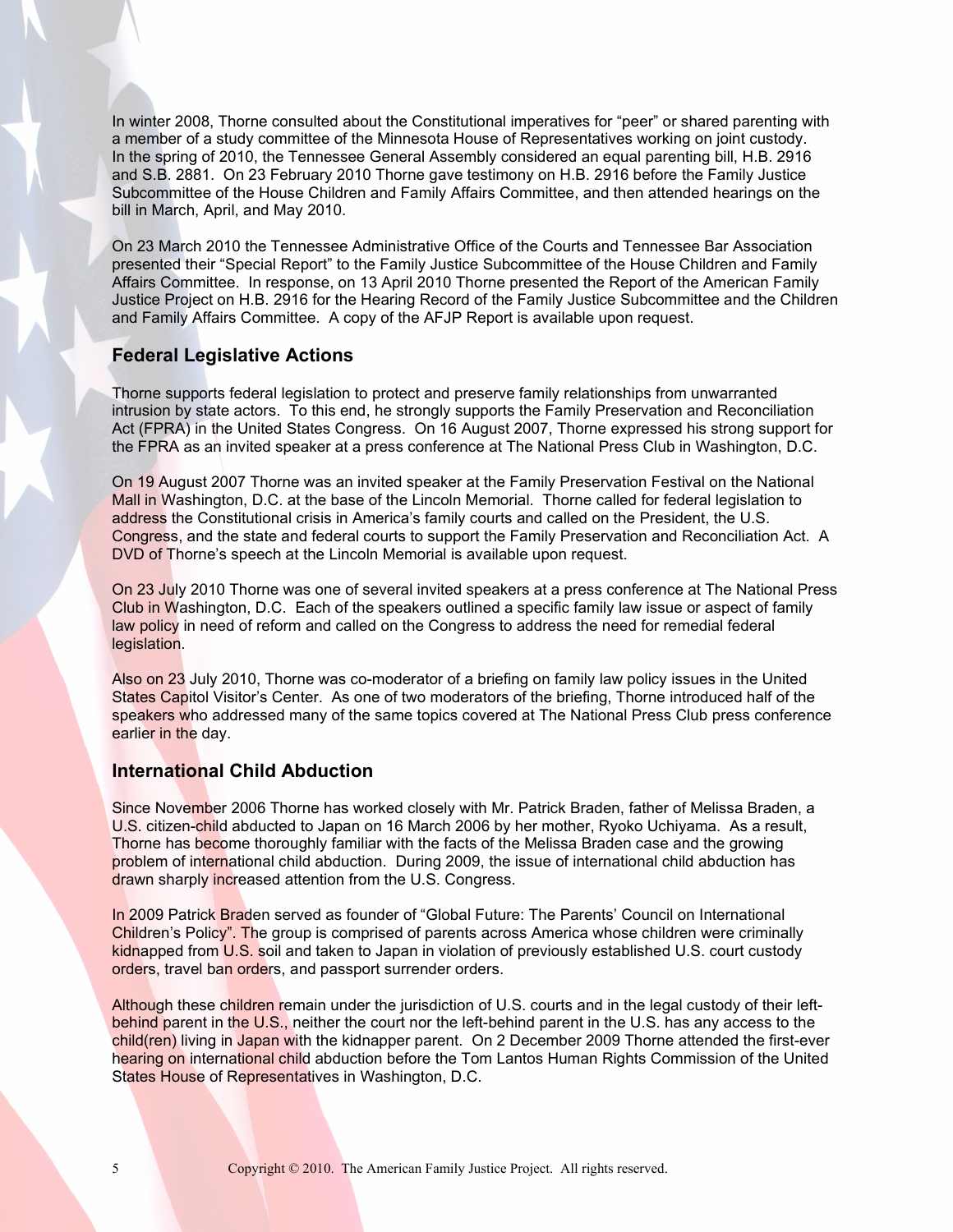In winter 2008, Thorne consulted about the Constitutional imperatives for "peer" or shared parenting with a member of a study committee of the Minnesota House of Representatives working on joint custody. In the spring of 2010, the Tennessee General Assembly considered an equal parenting bill, H.B. 2916 and S.B. 2881. On 23 February 2010 Thorne gave testimony on H.B. 2916 before the Family Justice Subcommittee of the House Children and Family Affairs Committee, and then attended hearings on the bill in March, April, and May 2010.

On 23 March 2010 the Tennessee Administrative Office of the Courts and Tennessee Bar Association presented their "Special Report" to the Family Justice Subcommittee of the House Children and Family Affairs Committee. In response, on 13 April 2010 Thorne presented the Report of the American Family Justice Project on H.B. 2916 for the Hearing Record of the Family Justice Subcommittee and the Children and Family Affairs Committee. A copy of the AFJP Report is available upon request.

## Federal Legislative Actions

Thorne supports federal legislation to protect and preserve family relationships from unwarranted intrusion by state actors. To this end, he strongly supports the Family Preservation and Reconciliation Act (FPRA) in the United States Congress. On 16 August 2007, Thorne expressed his strong support for the FPRA as an invited speaker at a press conference at The National Press Club in Washington, D.C.

On 19 August 2007 Thorne was an invited speaker at the Family Preservation Festival on the National Mall in Washington, D.C. at the base of the Lincoln Memorial. Thorne called for federal legislation to address the Constitutional crisis in America's family courts and called on the President, the U.S. Congress, and the state and federal courts to support the Family Preservation and Reconciliation Act. A DVD of Thorne's speech at the Lincoln Memorial is available upon request.

On 23 July 2010 Thorne was one of several invited speakers at a press conference at The National Press Club in Washington, D.C. Each of the speakers outlined a specific family law issue or aspect of family law policy in need of reform and called on the Congress to address the need for remedial federal legislation.

Also on 23 July 2010, Thorne was co-moderator of a briefing on family law policy issues in the United States Capitol Visitor's Center. As one of two moderators of the briefing, Thorne introduced half of the speakers who addressed many of the same topics covered at The National Press Club press conference earlier in the day.

## International Child Abduction

Since November 2006 Thorne has worked closely with Mr. Patrick Braden, father of Melissa Braden, a U.S. citizen-child abducted to Japan on 16 March 2006 by her mother, Ryoko Uchiyama. As a result, Thorne has become thoroughly familiar with the facts of the Melissa Braden case and the growing problem of international child abduction. During 2009, the issue of international child abduction has drawn sharply increased attention from the U.S. Congress.

In 2009 Patrick Braden served as founder of "Global Future: The Parents' Council on International Children's Policy". The group is comprised of parents across America whose children were criminally kidnapped from U.S. soil and taken to Japan in violation of previously established U.S. court custody orders, travel ban orders, and passport surrender orders.

Although these children remain under the jurisdiction of U.S. courts and in the legal custody of their left-behind parent in the U.S., neither the court nor the left-behind parent in the U.S. has any access to the child(ren) living in Japan with the kidnapper parent. On 2 December 2009 Thorne attended the first-ever hearing on international child abduction before the Tom Lantos Human Rights Commission of the United States House of Representatives in Washington, D.C.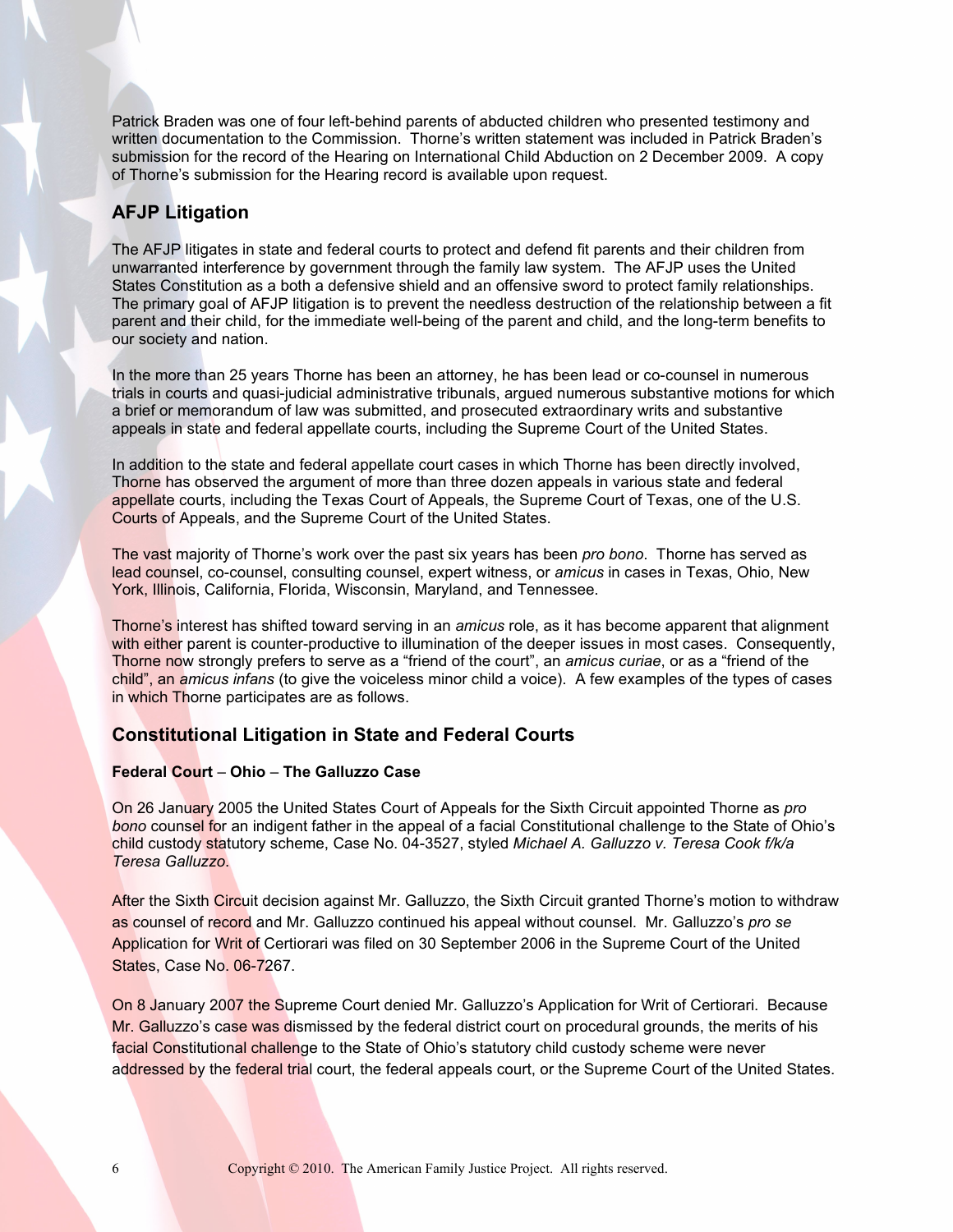Patrick Braden was one of four left-behind parents of abducted children who presented testimony and written documentation to the Commission. Thorne's written statement was included in Patrick Braden's submission for the record of the Hearing on International Child Abduction on 2 December 2009. A copy of Thorne's submission for the Hearing record is available upon request.

## AFJP Litigation

The AFJP litigates in state and federal courts to protect and defend fit parents and their children from unwarranted interference by government through the family law system. The AFJP uses the United States Constitution as a both a defensive shield and an offensive sword to protect family relationships. The primary goal of AFJP litigation is to prevent the needless destruction of the relationship between a fit parent and their child, for the immediate well-being of the parent and child, and the long-term benefits to our society and nation.

In the more than 25 years Thorne has been an attorney, he has been lead or co-counsel in numerous trials in courts and quasi-judicial administrative tribunals, argued numerous substantive motions for which a brief or memorandum of law was submitted, and prosecuted extraordinary writs and substantive appeals in state and federal appellate courts, including the Supreme Court of the United States.

In addition to the state and federal appellate court cases in which Thorne has been directly involved, Thorne has observed the argument of more than three dozen appeals in various state and federal appellate courts, including the Texas Court of Appeals, the Supreme Court of Texas, one of the U.S. Courts of Appeals, and the Supreme Court of the United States.

The vast majority of Thorne's work over the past six years has been *pro bono*. Thorne has served as lead counsel, co-counsel, consulting counsel, expert witness, or *amicus* in cases in Texas, Ohio, New York, Illinois, California, Florida, Wisconsin, Maryland, and Tennessee.

Thorne's interest has shifted toward serving in an *amicus* role, as it has become apparent that alignment with either parent is counter-productive to illumination of the deeper issues in most cases. Consequently, Thorne now strongly prefers to serve as a "friend of the court", an *amicus curiae*, or as a "friend of the child", an *amicus infans* (to give the voiceless minor child a voice). A few examples of the types of cases in which Thorne participates are as follows.

## Constitutional Litigation in State and Federal Courts

### Federal Court – Ohio – The Galluzzo Case

On 26 January 2005 the United States Court of Appeals for the Sixth Circuit appointed Thorne as *pro bono* counsel for an indigent father in the appeal of a facial Constitutional challenge to the State of Ohio's child custody statutory scheme, Case No. 04-3527, styled *Michael A. Galluzzo v. Teresa Cook f/k/a Teresa Galluzzo*.

After the Sixth Circuit decision against Mr. Galluzzo, the Sixth Circuit granted Thorne's motion to withdraw as counsel of record and Mr. Galluzzo continued his appeal without counsel. Mr. Galluzzo's *pro se* Application for Writ of Certiorari was filed on 30 September 2006 in the Supreme Court of the United States, Case No. 06-7267.

On 8 January 2007 the Supreme Court denied Mr. Galluzzo's Application for Writ of Certiorari. Because Mr. Galluzzo's case was dismissed by the federal district court on procedural grounds, the merits of his facial Constitutional challenge to the State of Ohio's statutory child custody scheme were never addressed by the federal trial court, the federal appeals court, or the Supreme Court of the United States.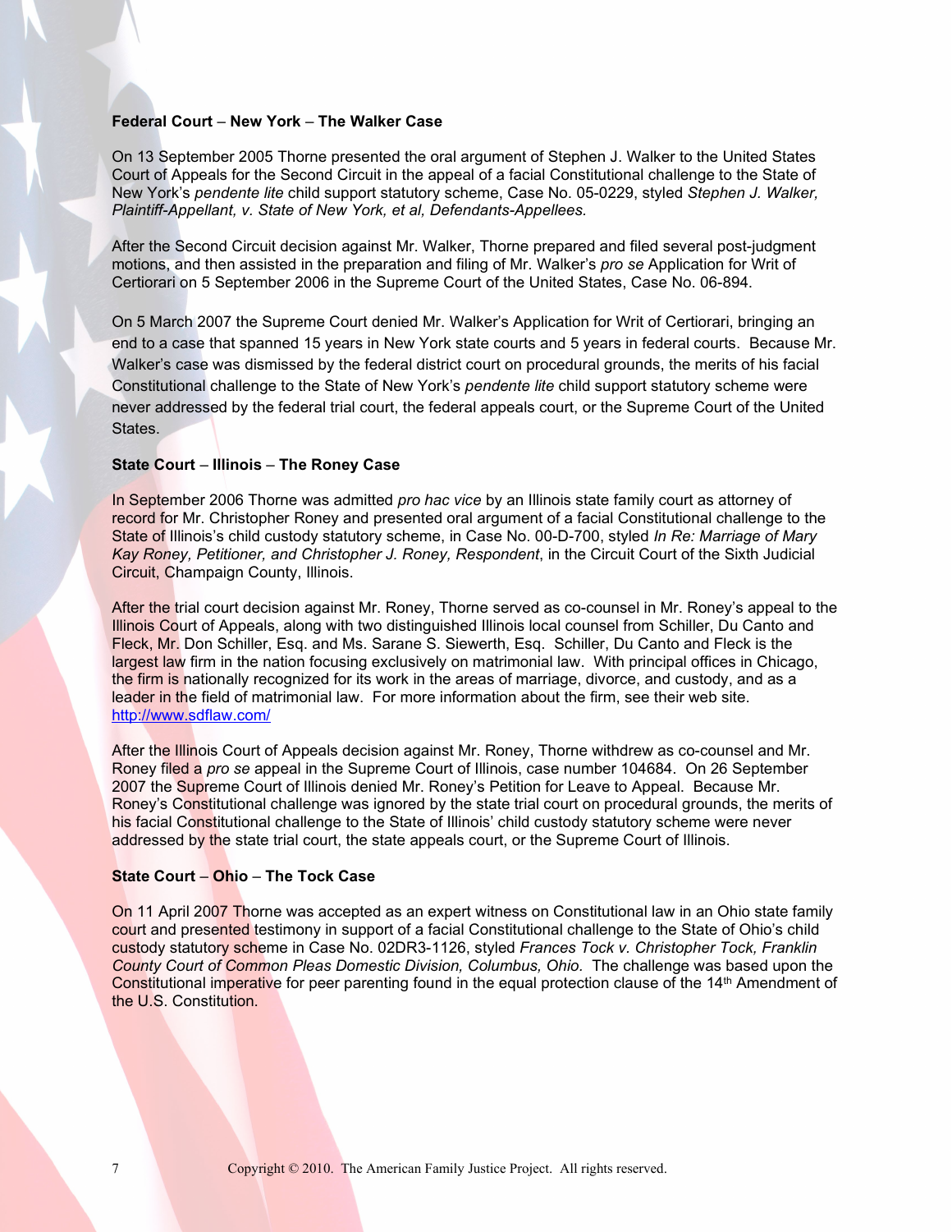**Federal Court – New York – The Walker Case**

On 13 September 2005 Thorne presented the oral argument of Stephen J. Walker to the United States Court of Appeals for the Second Circuit in the appeal of a facial Constitutional challenge to the State of New York's *pendente lite* child support statutory scheme, Case No. 05-0229, styled *Stephen J. Walker, Plaintiff-Appellant, v. State of New York, et al, Defendants-Appellees.*

After the Second Circuit decision against Mr. Walker, Thorne prepared and filed several post-judgment motions, and then assisted in the preparation and filing of Mr. Walker's *pro se* Application for Writ of Certiorari on 5 September 2006 in the Supreme Court of the United States, Case No. 06-894.

On 5 March 2007 the Supreme Court denied Mr. Walker's Application for Writ of Certiorari, bringing an end to a case that spanned 15 years in New York state courts and 5 years in federal courts. Because Mr. Walker's case was dismissed by the federal district court on procedural grounds, the merits of his facial Constitutional challenge to the State of New York's *pendente lite* child support statutory scheme were never addressed by the federal trial court, the federal appeals court, or the Supreme Court of the United States.

**State Court – Illinois – The Roney Case**

In September 2006 Thorne was admitted *pro hac vice* by an Illinois state family court as attorney of record for Mr. Christopher Roney and presented oral argument of a facial Constitutional challenge to the State of Illinois's child custody statutory scheme, in Case No. 00-D-700, styled *In Re: Marriage of Mary Kay Roney, Petitioner, and Christopher J. Roney, Respondent*, in the Circuit Court of the Sixth Judicial Circuit, Champaign County, Illinois.

After the trial court decision against Mr. Roney, Thorne served as co-counsel in Mr. Roney's appeal to the Illinois Court of Appeals, along with two distinguished Illinois local counsel from Schiller, Du Canto and Fleck, Mr. Don Schiller, Esq. and Ms. Sarane S. Siewerth, Esq. Schiller, Du Canto and Fleck is the largest law firm in the nation focusing exclusively on matrimonial law. With principal offices in Chicago, the firm is nationally recognized for its work in the areas of marriage, divorce, and custody, and as a leader in the field of matrimonial law. For more information about the firm, see their web site. http://www.sdflaw.com/

After the Illinois Court of Appeals decision against Mr. Roney, Thorne withdrew as co-counsel and Mr. Roney filed a *pro se* appeal in the Supreme Court of Illinois, case number 104684. On 26 September 2007 the Supreme Court of Illinois denied Mr. Roney's Petition for Leave to Appeal. Because Mr. Roney's Constitutional challenge was ignored by the state trial court on procedural grounds, the merits of his facial Constitutional challenge to the State of Illinois' child custody statutory scheme were never addressed by the state trial court, the state appeals court, or the Supreme Court of Illinois.

**State Court – Ohio – The Tock Case**

On 11 April 2007 Thorne was accepted as an expert witness on Constitutional law in an Ohio state family court and presented testimony in support of a facial Constitutional challenge to the State of Ohio's child custody statutory scheme in Case No. 02DR3-1126, styled *Frances Tock v. Christopher Tock, Franklin County Court of Common Pleas Domestic Division, Columbus, Ohio.* The challenge was based upon the Constitutional imperative for peer parenting found in the equal protection clause of the 14th Amendment of the U.S. Constitution.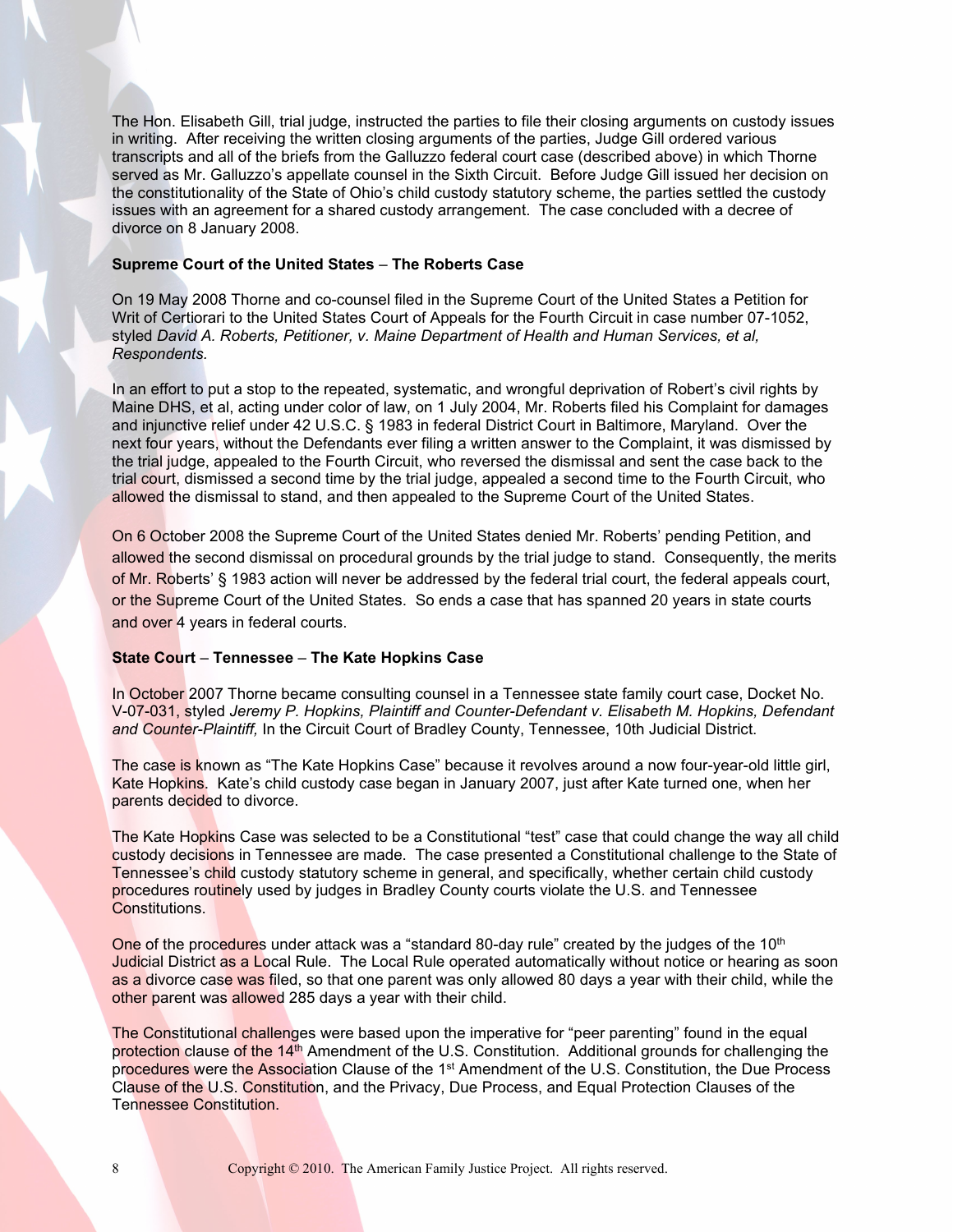The Hon. Elisabeth Gill, trial judge, instructed the parties to file their closing arguments on custody issues in writing. After receiving the written closing arguments of the parties, Judge Gill ordered various transcripts and all of the briefs from the Galluzzo federal court case (described above) in which Thorne served as Mr. Galluzzo's appellate counsel in the Sixth Circuit. Before Judge Gill issued her decision on the constitutionality of the State of Ohio's child custody statutory scheme, the parties settled the custody issues with an agreement for a shared custody arrangement. The case concluded with a decree of divorce on 8 January 2008.

**Supreme Court of the United States – The Roberts Case**

On 19 May 2008 Thorne and co-counsel filed in the Supreme Court of the United States a Petition for Writ of Certiorari to the United States Court of Appeals for the Fourth Circuit in case number 07-1052, styled *David A. Roberts, Petitioner, v. Maine Department of Health and Human Services, et al, Respondents.*

In an effort to put a stop to the repeated, systematic, and wrongful deprivation of Robert's civil rights by Maine DHS, et al, acting under color of law, on 1 July 2004, Mr. Roberts filed his Complaint for damages and injunctive relief under 42 U.S.C. § 1983 in federal District Court in Baltimore, Maryland. Over the next four years, without the Defendants ever filing a written answer to the Complaint, it was dismissed by the trial judge, appealed to the Fourth Circuit, who reversed the dismissal and sent the case back to the trial court, dismissed a second time by the trial judge, appealed a second time to the Fourth Circuit, who allowed the dismissal to stand, and then appealed to the Supreme Court of the United States.

On 6 October 2008 the Supreme Court of the United States denied Mr. Roberts' pending Petition, and allowed the second dismissal on procedural grounds by the trial judge to stand. Consequently, the merits of Mr. Roberts' § 1983 action will never be addressed by the federal trial court, the federal appeals court, or the Supreme Court of the United States. So ends a case that has spanned 20 years in state courts and over 4 years in federal courts.

**State Court – Tennessee – The Kate Hopkins Case**

In October 2007 Thorne became consulting counsel in a Tennessee state family court case, Docket No. V-07-031, styled *Jeremy P. Hopkins, Plaintiff and Counter-Defendant v. Elisabeth M. Hopkins, Defendant and Counter-Plaintiff,* In the Circuit Court of Bradley County, Tennessee, 10th Judicial District.

The case is known as "The Kate Hopkins Case" because it revolves around a now four-year-old little girl, Kate Hopkins. Kate's child custody case began in January 2007, just after Kate turned one, when her parents decided to divorce.

The Kate Hopkins Case was selected to be a Constitutional "test" case that could change the way all child custody decisions in Tennessee are made. The case presented a Constitutional challenge to the State of Tennessee's child custody statutory scheme in general, and specifically, whether certain child custody procedures routinely used by judges in Bradley County courts violate the U.S. and Tennessee Constitutions.

One of the procedures under attack was a "standard 80-day rule" created by the judges of the 10th Judicial District as a Local Rule. The Local Rule operated automatically without notice or hearing as soon as a divorce case was filed, so that one parent was only allowed 80 days a year with their child, while the other parent was allowed 285 days a year with their child.

The Constitutional challenges were based upon the imperative for "peer parenting" found in the equal protection clause of the 14th Amendment of the U.S. Constitution. Additional grounds for challenging the procedures were the Association Clause of the 1st Amendment of the U.S. Constitution, the Due Process Clause of the U.S. Constitution, and the Privacy, Due Process, and Equal Protection Clauses of the Tennessee Constitution.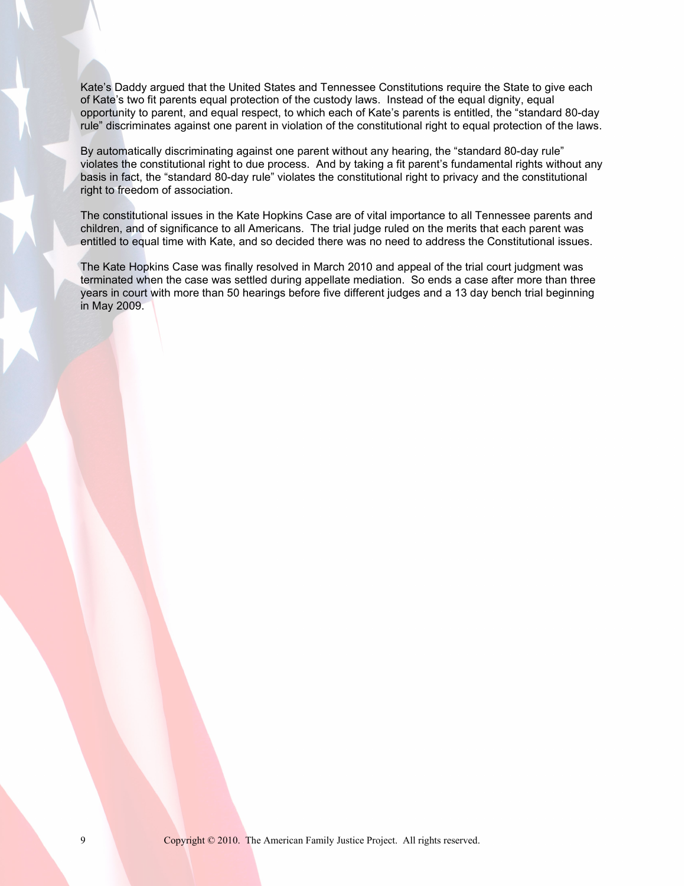Kate's Daddy argued that the United States and Tennessee Constitutions require the State to give each of Kate's two fit parents equal protection of the custody laws. Instead of the equal dignity, equal opportunity to parent, and equal respect, to which each of Kate's parents is entitled, the "standard 80-day rule" discriminates against one parent in violation of the constitutional right to equal protection of the laws.

By automatically discriminating against one parent without any hearing, the "standard 80-day rule" violates the constitutional right to due process. And by taking a fit parent's fundamental rights without any basis in fact, the "standard 80-day rule" violates the constitutional right to privacy and the constitutional right to freedom of association.

The constitutional issues in the Kate Hopkins Case are of vital importance to all Tennessee parents and children, and of significance to all Americans. The trial judge ruled on the merits that each parent was entitled to equal time with Kate, and so decided there was no need to address the Constitutional issues.

The Kate Hopkins Case was finally resolved in March 2010 and appeal of the trial court judgment was terminated when the case was settled during appellate mediation. So ends a case after more than three years in court with more than 50 hearings before five different judges and a 13 day bench trial beginning in May 2009.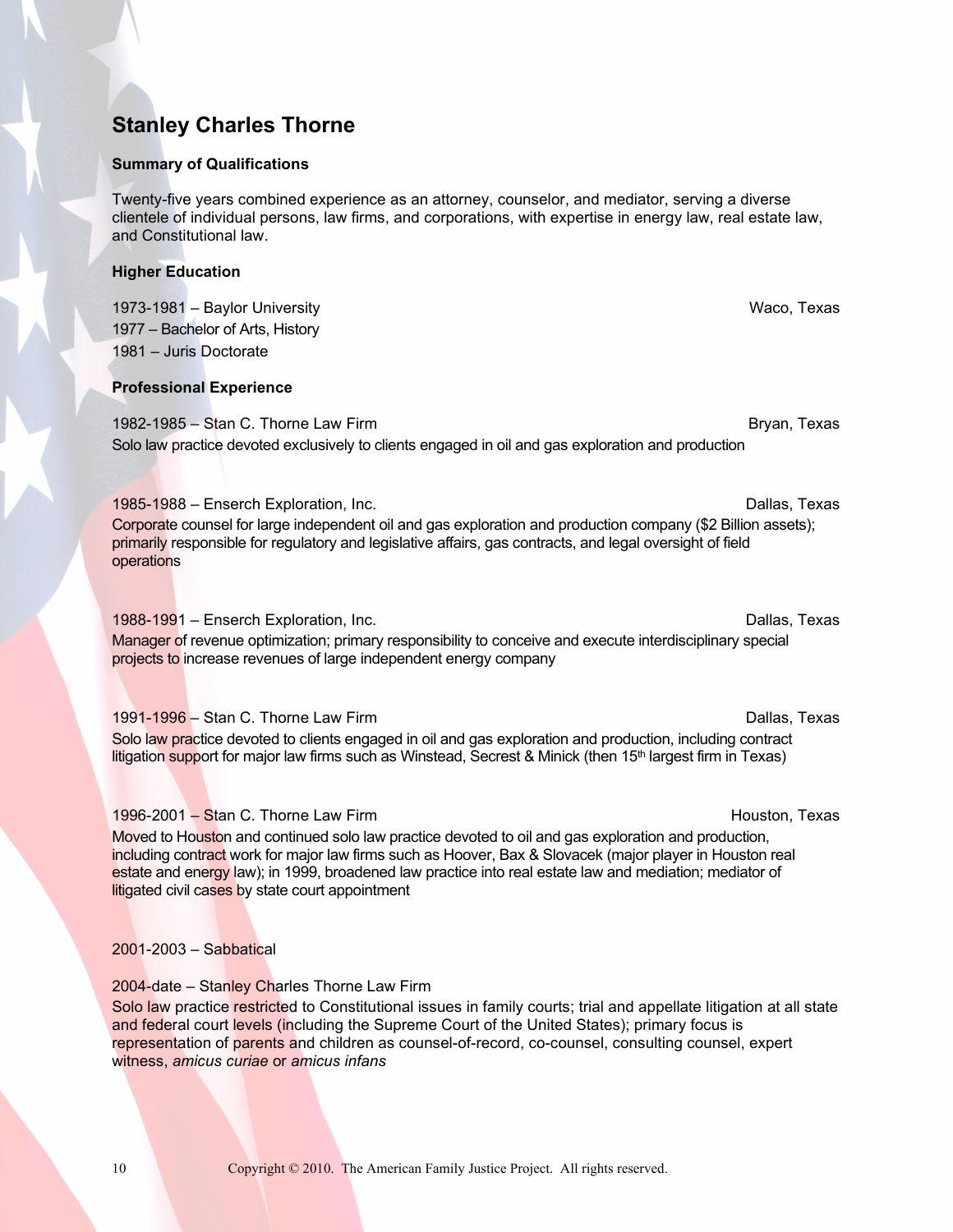# Stanley Charles Thorne

### Summary of Qualifications

Twenty-five years combined experience as an attorney, counselor, and mediator, serving a diverse clientele of individual persons, law firms, and corporations, with expertise in energy law, real estate law, and Constitutional law.

### Higher Education

1973-1981 – Baylor University — Waco, Texas
1977 – Bachelor of Arts, History
1981 – Juris Doctorate

### Professional Experience

1982-1985 – Stan C. Thorne Law Firm — Bryan, Texas
Solo law practice devoted exclusively to clients engaged in oil and gas exploration and production

1985-1988 – Enserch Exploration, Inc. — Dallas, Texas
Corporate counsel for large independent oil and gas exploration and production company ($2 Billion assets); primarily responsible for regulatory and legislative affairs, gas contracts, and legal oversight of field operations

1988-1991 – Enserch Exploration, Inc. — Dallas, Texas
Manager of revenue optimization; primary responsibility to conceive and execute interdisciplinary special projects to increase revenues of large independent energy company

1991-1996 – Stan C. Thorne Law Firm — Dallas, Texas
Solo law practice devoted to clients engaged in oil and gas exploration and production, including contract litigation support for major law firms such as Winstead, Secrest & Minick (then 15th largest firm in Texas)

1996-2001 – Stan C. Thorne Law Firm — Houston, Texas
Moved to Houston and continued solo law practice devoted to oil and gas exploration and production, including contract work for major law firms such as Hoover, Bax & Slovacek (major player in Houston real estate and energy law); in 1999, broadened law practice into real estate law and mediation; mediator of litigated civil cases by state court appointment

2001-2003 – Sabbatical

2004-date – Stanley Charles Thorne Law Firm
Solo law practice restricted to Constitutional issues in family courts; trial and appellate litigation at all state and federal court levels (including the Supreme Court of the United States); primary focus is representation of parents and children as counsel-of-record, co-counsel, consulting counsel, expert witness, *amicus curiae* or *amicus infans*

Copyright © 2010. The American Family Justice Project. All rights reserved.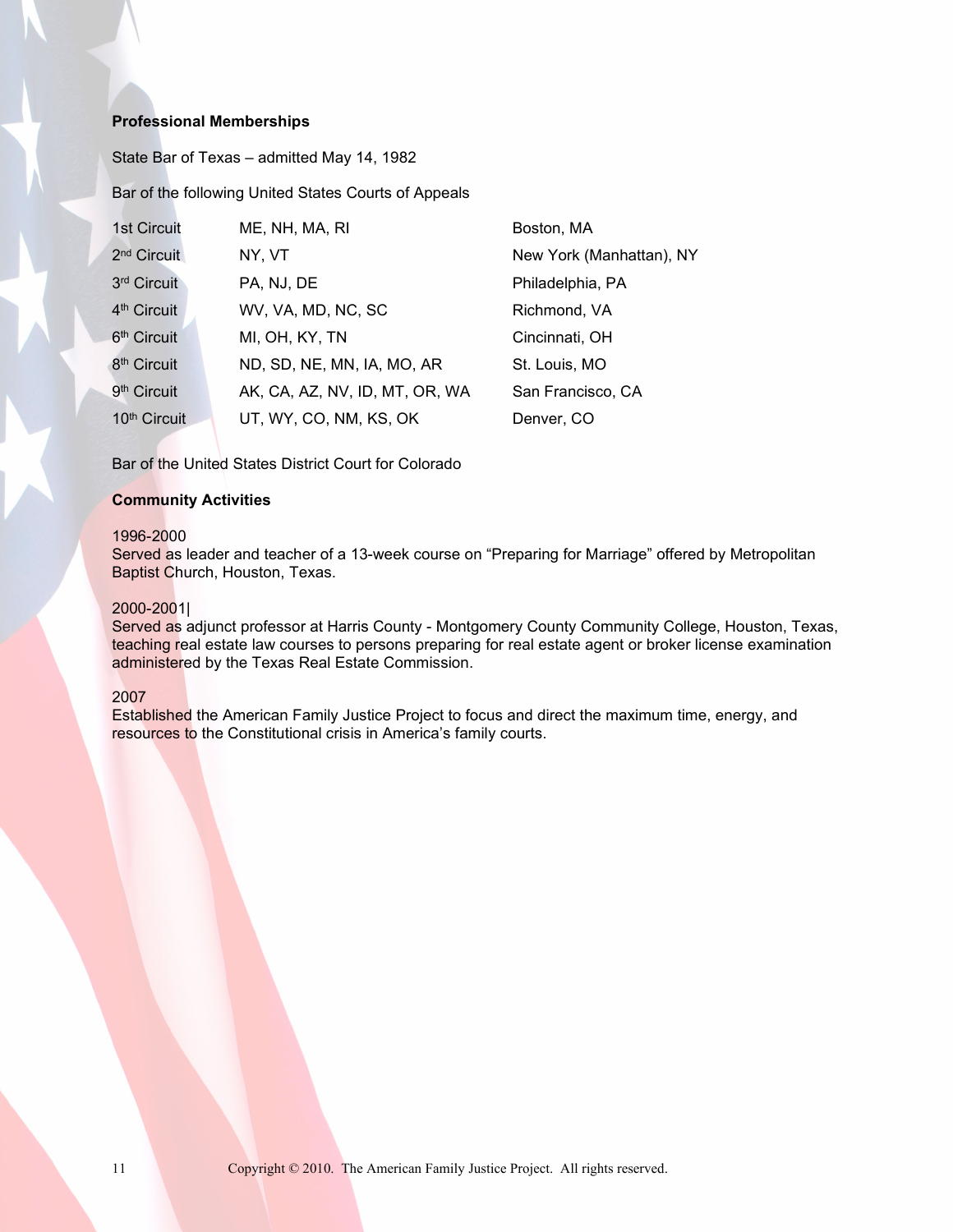**Professional Memberships**

State Bar of Texas – admitted May 14, 1982

Bar of the following United States Courts of Appeals

| | | |
|---|---|---|
| 1st Circuit | ME, NH, MA, RI | Boston, MA |
| 2nd Circuit | NY, VT | New York (Manhattan), NY |
| 3rd Circuit | PA, NJ, DE | Philadelphia, PA |
| 4th Circuit | WV, VA, MD, NC, SC | Richmond, VA |
| 6th Circuit | MI, OH, KY, TN | Cincinnati, OH |
| 8th Circuit | ND, SD, NE, MN, IA, MO, AR | St. Louis, MO |
| 9th Circuit | AK, CA, AZ, NV, ID, MT, OR, WA | San Francisco, CA |
| 10th Circuit | UT, WY, CO, NM, KS, OK | Denver, CO |

Bar of the United States District Court for Colorado

**Community Activities**

1996-2000
Served as leader and teacher of a 13-week course on "Preparing for Marriage" offered by Metropolitan Baptist Church, Houston, Texas.

2000-2001|
Served as adjunct professor at Harris County - Montgomery County Community College, Houston, Texas, teaching real estate law courses to persons preparing for real estate agent or broker license examination administered by the Texas Real Estate Commission.

2007
Established the American Family Justice Project to focus and direct the maximum time, energy, and resources to the Constitutional crisis in America's family courts.